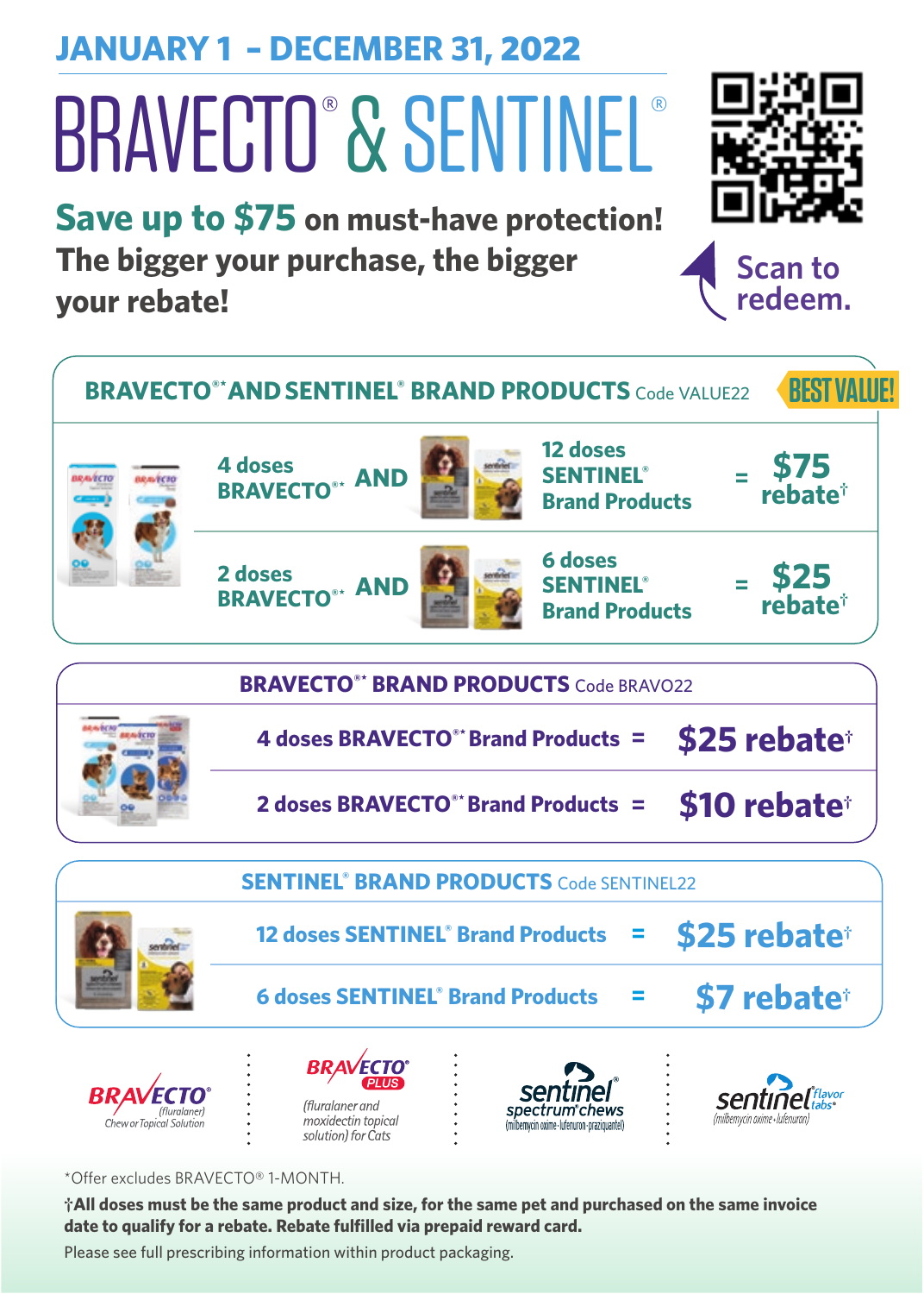# JANUARY 1 – DECEMBER 31, 2022

# BRAVECTO® & SENTINEL®

**Save up to $75 on must-have protection!**
**The bigger your purchase, the bigger your rebate!**

Scan to redeem.

## BRAVECTO®* AND SENTINEL® BRAND PRODUCTS Code VALUE22

BEST VALUE!

| | | | |
|---|---|---|---|
| 4 doses BRAVECTO®* | AND | 12 doses SENTINEL® Brand Products | = $75 rebate† |
| 2 doses BRAVECTO®* | AND | 6 doses SENTINEL® Brand Products | = $25 rebate† |

## BRAVECTO®* BRAND PRODUCTS Code BRAVO22

| | |
|---|---|
| 4 doses BRAVECTO®* Brand Products = | $25 rebate† |
| 2 doses BRAVECTO®* Brand Products = | $10 rebate† |

## SENTINEL® BRAND PRODUCTS Code SENTINEL22

| | |
|---|---|
| 12 doses SENTINEL® Brand Products = | $25 rebate† |
| 6 doses SENTINEL® Brand Products = | $7 rebate† |

BRAVECTO® (fluralaner) Chew or Topical Solution

BRAVECTO® PLUS (fluralaner and moxidectin topical solution) for Cats

sentinel® spectrum® chews (milbemycin oxime • lufenuron • praziquantel)

sentinel® flavor tabs® (milbemycin oxime • lufenuron)

*Offer excludes BRAVECTO® 1-MONTH.

**†All doses must be the same product and size, for the same pet and purchased on the same invoice date to qualify for a rebate. Rebate fulfilled via prepaid reward card.**

Please see full prescribing information within product packaging.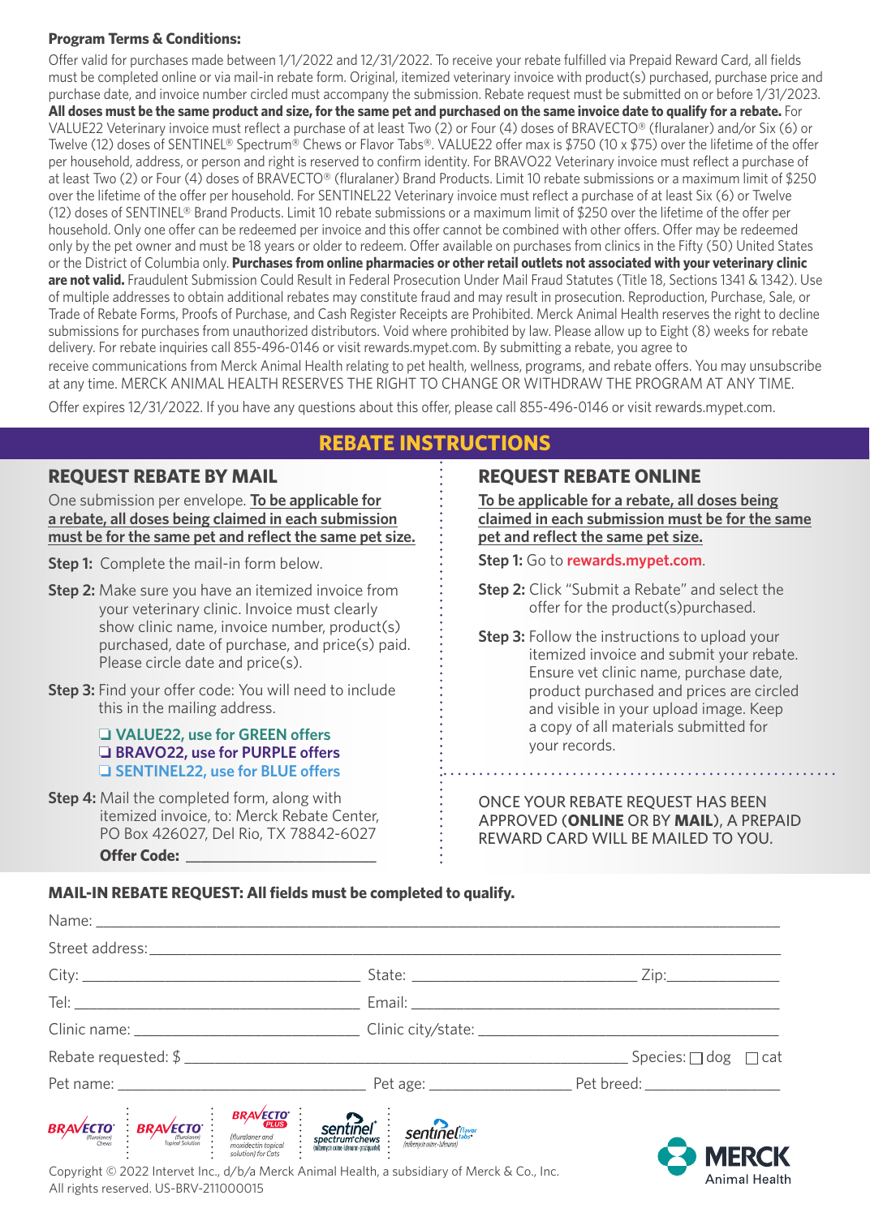**Program Terms & Conditions:**

Offer valid for purchases made between 1/1/2022 and 12/31/2022. To receive your rebate fulfilled via Prepaid Reward Card, all fields must be completed online or via mail-in rebate form. Original, itemized veterinary invoice with product(s) purchased, purchase price and purchase date, and invoice number circled must accompany the submission. Rebate request must be submitted on or before 1/31/2023. **All doses must be the same product and size, for the same pet and purchased on the same invoice date to qualify for a rebate.** For VALUE22 Veterinary invoice must reflect a purchase of at least Two (2) or Four (4) doses of BRAVECTO® (fluralaner) and/or Six (6) or Twelve (12) doses of SENTINEL® Spectrum® Chews or Flavor Tabs®. VALUE22 offer max is $750 (10 x $75) over the lifetime of the offer per household, address, or person and right is reserved to confirm identity. For BRAVO22 Veterinary invoice must reflect a purchase of at least Two (2) or Four (4) doses of BRAVECTO® (fluralaner) Brand Products. Limit 10 rebate submissions or a maximum limit of $250 over the lifetime of the offer per household. For SENTINEL22 Veterinary invoice must reflect a purchase of at least Six (6) or Twelve (12) doses of SENTINEL® Brand Products. Limit 10 rebate submissions or a maximum limit of $250 over the lifetime of the offer per household. Only one offer can be redeemed per invoice and this offer cannot be combined with other offers. Offer may be redeemed only by the pet owner and must be 18 years or older to redeem. Offer available on purchases from clinics in the Fifty (50) United States or the District of Columbia only. **Purchases from online pharmacies or other retail outlets not associated with your veterinary clinic are not valid.** Fraudulent Submission Could Result in Federal Prosecution Under Mail Fraud Statutes (Title 18, Sections 1341 & 1342). Use of multiple addresses to obtain additional rebates may constitute fraud and may result in prosecution. Reproduction, Purchase, Sale, or Trade of Rebate Forms, Proofs of Purchase, and Cash Register Receipts are Prohibited. Merck Animal Health reserves the right to decline submissions for purchases from unauthorized distributors. Void where prohibited by law. Please allow up to Eight (8) weeks for rebate delivery. For rebate inquiries call 855-496-0146 or visit rewards.mypet.com. By submitting a rebate, you agree to receive communications from Merck Animal Health relating to pet health, wellness, programs, and rebate offers. You may unsubscribe at any time. MERCK ANIMAL HEALTH RESERVES THE RIGHT TO CHANGE OR WITHDRAW THE PROGRAM AT ANY TIME.

Offer expires 12/31/2022. If you have any questions about this offer, please call 855-496-0146 or visit rewards.mypet.com.

## REBATE INSTRUCTIONS

### REQUEST REBATE BY MAIL

One submission per envelope. To be applicable for a rebate, all doses being claimed in each submission must be for the same pet and reflect the same pet size.

**Step 1:** Complete the mail-in form below.

**Step 2:** Make sure you have an itemized invoice from your veterinary clinic. Invoice must clearly show clinic name, invoice number, product(s) purchased, date of purchase, and price(s) paid. Please circle date and price(s).

**Step 3:** Find your offer code: You will need to include this in the mailing address.

- ❑ **VALUE22, use for GREEN offers**
- ❑ **BRAVO22, use for PURPLE offers**
- ❑ **SENTINEL22, use for BLUE offers**

**Step 4:** Mail the completed form, along with itemized invoice, to: Merck Rebate Center, PO Box 426027, Del Rio, TX 78842-6027

**Offer Code:** ____________________

### REQUEST REBATE ONLINE

To be applicable for a rebate, all doses being claimed in each submission must be for the same pet and reflect the same pet size.

**Step 1:** Go to **rewards.mypet.com**.

**Step 2:** Click "Submit a Rebate" and select the offer for the product(s)purchased.

**Step 3:** Follow the instructions to upload your itemized invoice and submit your rebate. Ensure vet clinic name, purchase date, product purchased and prices are circled and visible in your upload image. Keep a copy of all materials submitted for your records.

ONCE YOUR REBATE REQUEST HAS BEEN APPROVED (**ONLINE** OR BY **MAIL**), A PREPAID REWARD CARD WILL BE MAILED TO YOU.

**MAIL-IN REBATE REQUEST: All fields must be completed to qualify.**

Name: ____________________

Street address: ____________________

City: ____________________ State: ____________________ Zip: ____________________

Tel: ____________________ Email: ____________________

Clinic name: ____________________ Clinic city/state: ____________________

Rebate requested: $ ____________________ Species: ☐ dog ☐ cat

Pet name: ____________________ Pet age: ____________________ Pet breed: ____________________

BRAVECTO® (fluralaner) Chews | BRAVECTO® (fluralaner) Topical Solution | BRAVECTO® PLUS (fluralaner and moxidectin topical solution) for Cats | sentinel® spectrum® chews | sentinel® flavor tabs®

Copyright © 2022 Intervet Inc., d/b/a Merck Animal Health, a subsidiary of Merck & Co., Inc. All rights reserved. US-BRV-211000015

MERCK Animal Health